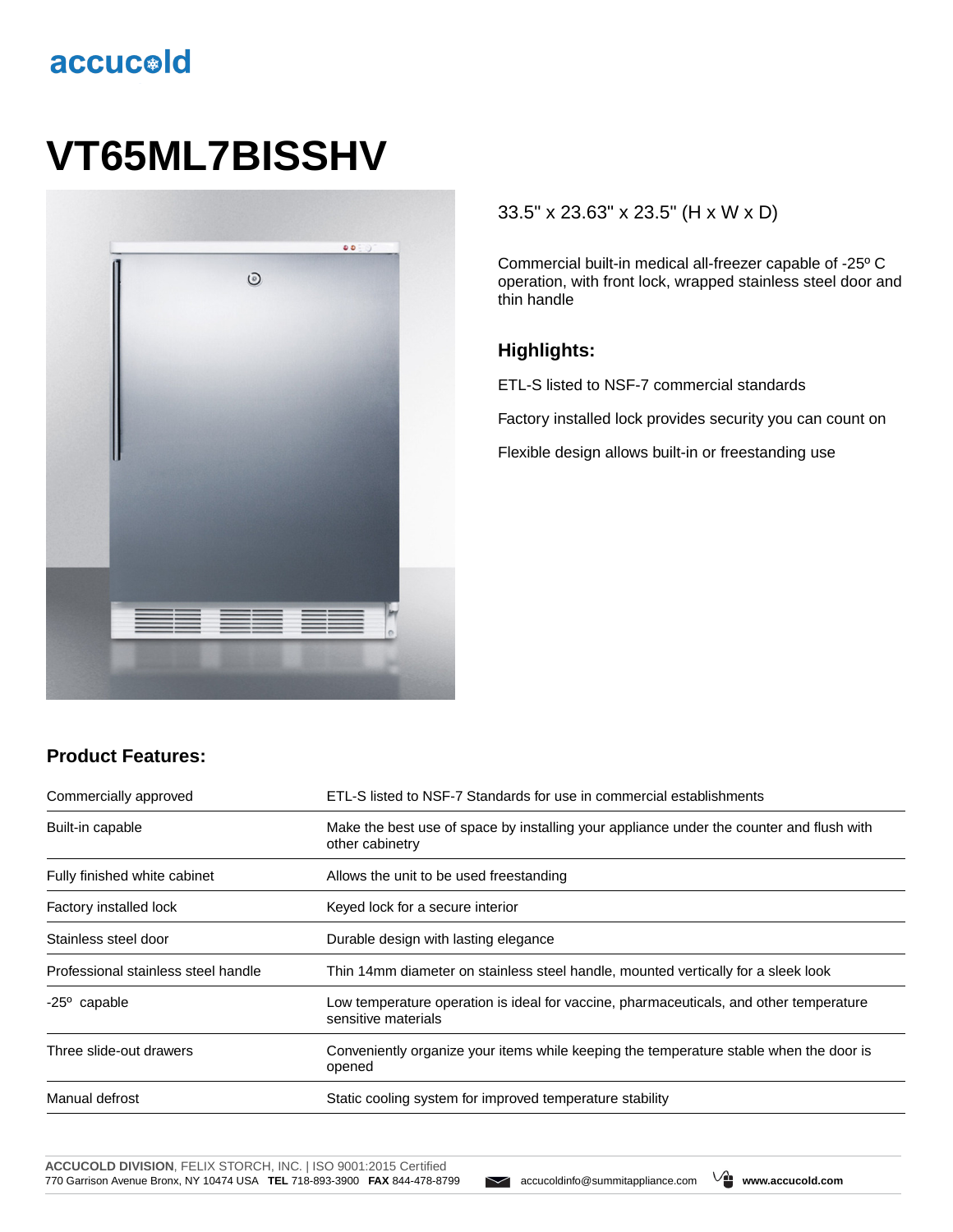accucold

# VT65ML7BISSHV

33.5" x 23.63" x 23.5" (H x W x D)

Commercial built-in medical all-freezer capable of -25º C operation, with front lock, wrapped stainless steel door and thin handle

## Highlights:

ETL-S listed to NSF-7 commercial standards

Factory installed lock provides security you can count on

Flexible design allows built-in or freestanding use

## Product Features:

| | |
|---|---|
| Commercially approved | ETL-S listed to NSF-7 Standards for use in commercial establishments |
| Built-in capable | Make the best use of space by installing your appliance under the counter and flush with other cabinetry |
| Fully finished white cabinet | Allows the unit to be used freestanding |
| Factory installed lock | Keyed lock for a secure interior |
| Stainless steel door | Durable design with lasting elegance |
| Professional stainless steel handle | Thin 14mm diameter on stainless steel handle, mounted vertically for a sleek look |
| -25º capable | Low temperature operation is ideal for vaccine, pharmaceuticals, and other temperature sensitive materials |
| Three slide-out drawers | Conveniently organize your items while keeping the temperature stable when the door is opened |
| Manual defrost | Static cooling system for improved temperature stability |

**ACCUCOLD DIVISION**, FELIX STORCH, INC. | ISO 9001:2015 Certified
770 Garrison Avenue Bronx, NY 10474 USA **TEL** 718-893-3900 **FAX** 844-478-8799 accucoldinfo@summitappliance.com **www.accucold.com**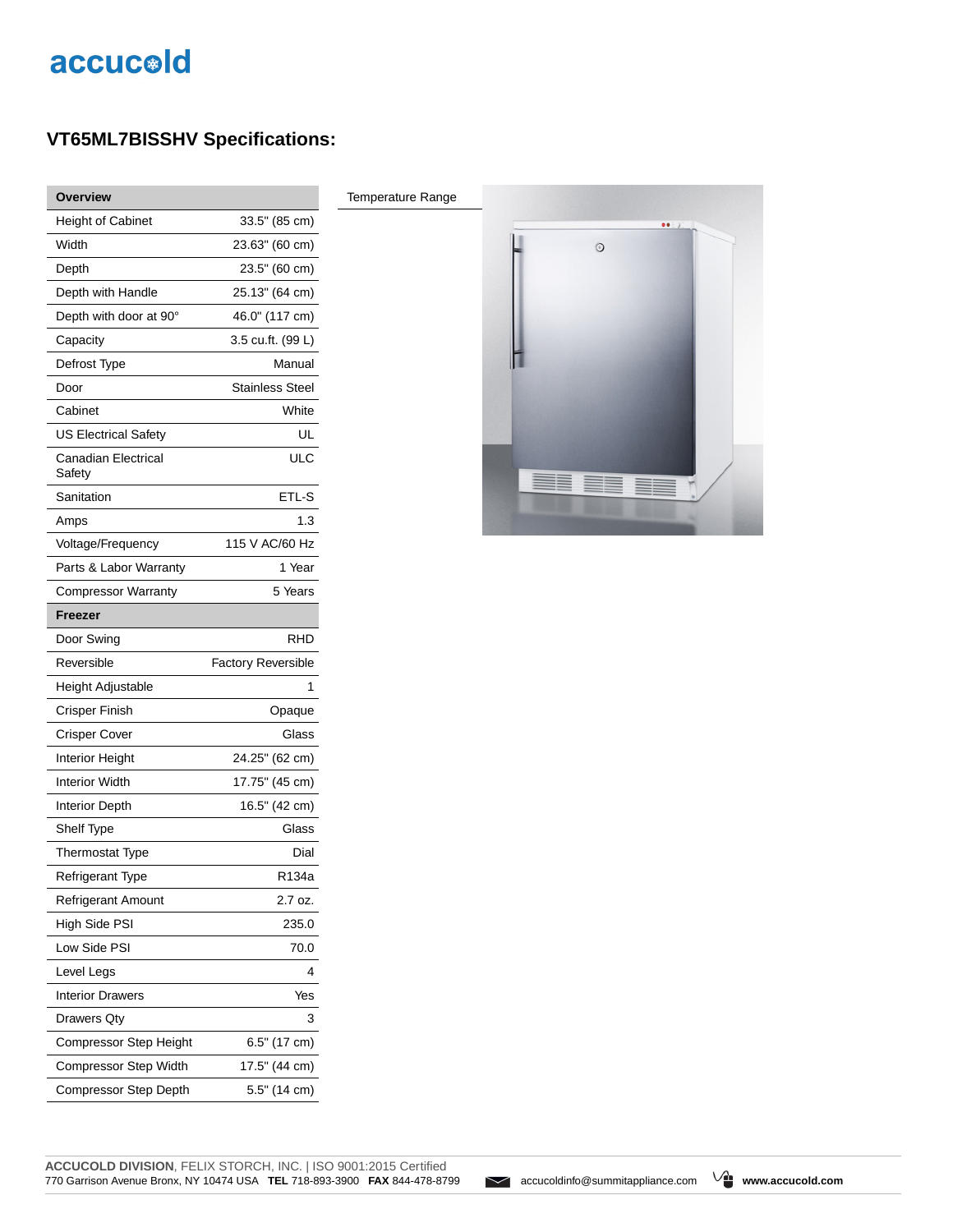# accucold

## VT65ML7BISSHV Specifications:

| | |
|---|---|
| **Overview** | |
| Height of Cabinet | 33.5" (85 cm) |
| Width | 23.63" (60 cm) |
| Depth | 23.5" (60 cm) |
| Depth with Handle | 25.13" (64 cm) |
| Depth with door at 90° | 46.0" (117 cm) |
| Capacity | 3.5 cu.ft. (99 L) |
| Defrost Type | Manual |
| Door | Stainless Steel |
| Cabinet | White |
| US Electrical Safety | UL |
| Canadian Electrical Safety | ULC |
| Sanitation | ETL-S |
| Amps | 1.3 |
| Voltage/Frequency | 115 V AC/60 Hz |
| Parts & Labor Warranty | 1 Year |
| Compressor Warranty | 5 Years |
| **Freezer** | |
| Door Swing | RHD |
| Reversible | Factory Reversible |
| Height Adjustable | 1 |
| Crisper Finish | Opaque |
| Crisper Cover | Glass |
| Interior Height | 24.25" (62 cm) |
| Interior Width | 17.75" (45 cm) |
| Interior Depth | 16.5" (42 cm) |
| Shelf Type | Glass |
| Thermostat Type | Dial |
| Refrigerant Type | R134a |
| Refrigerant Amount | 2.7 oz. |
| High Side PSI | 235.0 |
| Low Side PSI | 70.0 |
| Level Legs | 4 |
| Interior Drawers | Yes |
| Drawers Qty | 3 |
| Compressor Step Height | 6.5" (17 cm) |
| Compressor Step Width | 17.5" (44 cm) |
| Compressor Step Depth | 5.5" (14 cm) |

Temperature Range

**ACCUCOLD DIVISION**, FELIX STORCH, INC. | ISO 9001:2015 Certified
770 Garrison Avenue Bronx, NY 10474 USA **TEL** 718-893-3900 **FAX** 844-478-8799 accucoldinfo@summitappliance.com **www.accucold.com**